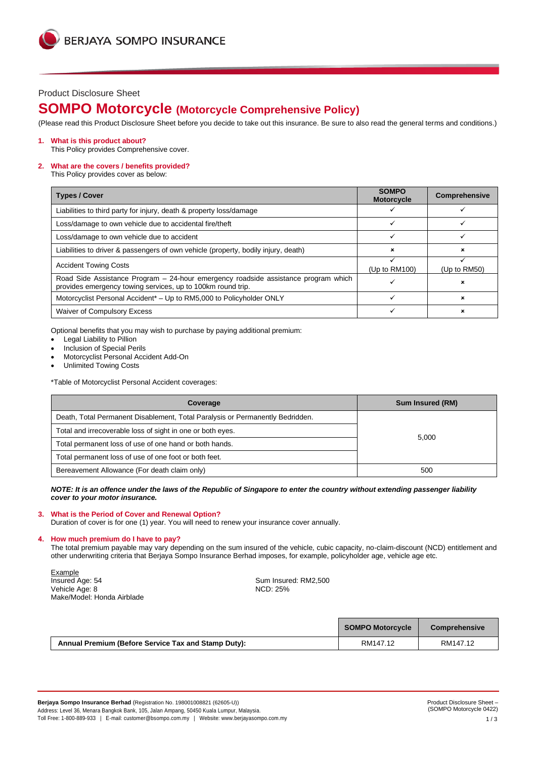BERJAYA SOMPO INSURANCE

Product Disclosure Sheet

# SOMPO Motorcycle (Motorcycle Comprehensive Policy)

(Please read this Product Disclosure Sheet before you decide to take out this insurance. Be sure to also read the general terms and conditions.)

## 1. What is this product about?

This Policy provides Comprehensive cover.

## 2. What are the covers / benefits provided?

This Policy provides cover as below:

| Types / Cover | SOMPO Motorcycle | Comprehensive |
|---|---|---|
| Liabilities to third party for injury, death & property loss/damage | ✓ | ✓ |
| Loss/damage to own vehicle due to accidental fire/theft | ✓ | ✓ |
| Loss/damage to own vehicle due to accident | ✓ | ✓ |
| Liabilities to driver & passengers of own vehicle (property, bodily injury, death) | × | × |
| Accident Towing Costs | ✓ (Up to RM100) | ✓ (Up to RM50) |
| Road Side Assistance Program – 24-hour emergency roadside assistance program which provides emergency towing services, up to 100km round trip. | ✓ | × |
| Motorcyclist Personal Accident* – Up to RM5,000 to Policyholder ONLY | ✓ | × |
| Waiver of Compulsory Excess | ✓ | × |

Optional benefits that you may wish to purchase by paying additional premium:

- Legal Liability to Pillion
- Inclusion of Special Perils
- Motorcyclist Personal Accident Add-On
- Unlimited Towing Costs

*Table of Motorcyclist Personal Accident coverages:

| Coverage | Sum Insured (RM) |
|---|---|
| Death, Total Permanent Disablement, Total Paralysis or Permanently Bedridden. | 5,000 |
| Total and irrecoverable loss of sight in one or both eyes. | |
| Total permanent loss of use of one hand or both hands. | |
| Total permanent loss of use of one foot or both feet. | |
| Bereavement Allowance (For death claim only) | 500 |

***NOTE: It is an offence under the laws of the Republic of Singapore to enter the country without extending passenger liability cover to your motor insurance.***

## 3. What is the Period of Cover and Renewal Option?

Duration of cover is for one (1) year. You will need to renew your insurance cover annually.

## 4. How much premium do I have to pay?

The total premium payable may vary depending on the sum insured of the vehicle, cubic capacity, no-claim-discount (NCD) entitlement and other underwriting criteria that Berjaya Sompo Insurance Berhad imposes, for example, policyholder age, vehicle age etc.

Example

Insured Age: 54
Vehicle Age: 8
Make/Model: Honda Airblade
Sum Insured: RM2,500
NCD: 25%

| | SOMPO Motorcycle | Comprehensive |
|---|---|---|
| **Annual Premium (Before Service Tax and Stamp Duty):** | RM147.12 | RM147.12 |

**Berjaya Sompo Insurance Berhad** (Registration No. 198001008821 (62605-U))
Address: Level 36, Menara Bangkok Bank, 105, Jalan Ampang, 50450 Kuala Lumpur, Malaysia.
Toll Free: 1-800-889-933 | E-mail: customer@bsompo.com.my | Website: www.berjayasompo.com.my

Product Disclosure Sheet – (SOMPO Motorcycle 0422)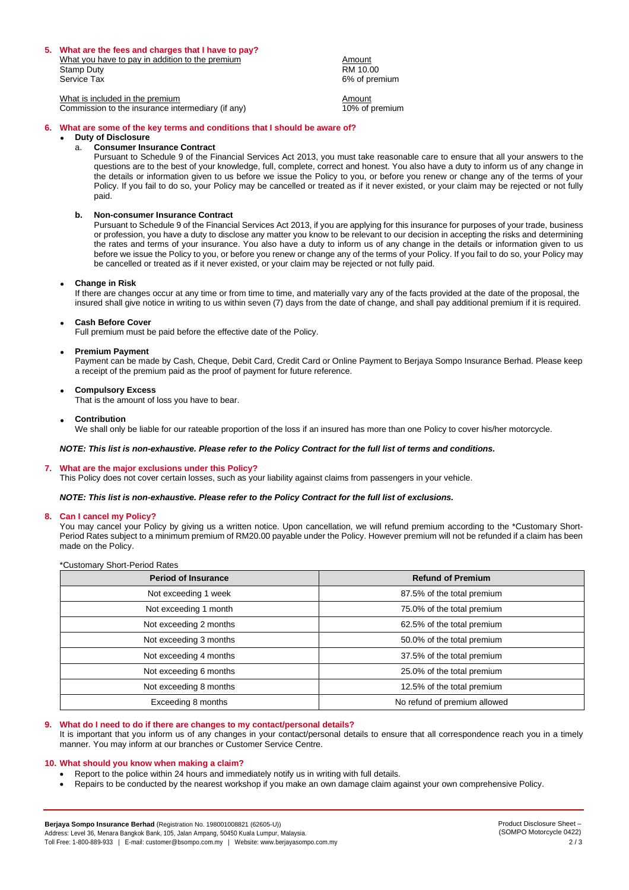## 5. What are the fees and charges that I have to pay?

| What you have to pay in addition to the premium | Amount |
|---|---|
| Stamp Duty | RM 10.00 |
| Service Tax | 6% of premium |

| What is included in the premium | Amount |
|---|---|
| Commission to the insurance intermediary (if any) | 10% of premium |

## 6. What are some of the key terms and conditions that I should be aware of?

- **Duty of Disclosure**
  - a. **Consumer Insurance Contract**

    Pursuant to Schedule 9 of the Financial Services Act 2013, you must take reasonable care to ensure that all your answers to the questions are to the best of your knowledge, full, complete, correct and honest. You also have a duty to inform us of any change in the details or information given to us before we issue the Policy to you, or before you renew or change any of the terms of your Policy. If you fail to do so, your Policy may be cancelled or treated as if it never existed, or your claim may be rejected or not fully paid.

  - b. **Non-consumer Insurance Contract**

    Pursuant to Schedule 9 of the Financial Services Act 2013, if you are applying for this insurance for purposes of your trade, business or profession, you have a duty to disclose any matter you know to be relevant to our decision in accepting the risks and determining the rates and terms of your insurance. You also have a duty to inform us of any change in the details or information given to us before we issue the Policy to you, or before you renew or change any of the terms of your Policy. If you fail to do so, your Policy may be cancelled or treated as if it never existed, or your claim may be rejected or not fully paid.

- **Change in Risk**

  If there are changes occur at any time or from time to time, and materially vary any of the facts provided at the date of the proposal, the insured shall give notice in writing to us within seven (7) days from the date of change, and shall pay additional premium if it is required.

- **Cash Before Cover**

  Full premium must be paid before the effective date of the Policy.

- **Premium Payment**

  Payment can be made by Cash, Cheque, Debit Card, Credit Card or Online Payment to Berjaya Sompo Insurance Berhad. Please keep a receipt of the premium paid as the proof of payment for future reference.

- **Compulsory Excess**

  That is the amount of loss you have to bear.

- **Contribution**

  We shall only be liable for our rateable proportion of the loss if an insured has more than one Policy to cover his/her motorcycle.

***NOTE: This list is non-exhaustive. Please refer to the Policy Contract for the full list of terms and conditions.***

## 7. What are the major exclusions under this Policy?

This Policy does not cover certain losses, such as your liability against claims from passengers in your vehicle.

***NOTE: This list is non-exhaustive. Please refer to the Policy Contract for the full list of exclusions.***

## 8. Can I cancel my Policy?

You may cancel your Policy by giving us a written notice. Upon cancellation, we will refund premium according to the *Customary Short-Period Rates subject to a minimum premium of RM20.00 payable under the Policy. However premium will not be refunded if a claim has been made on the Policy.

*Customary Short-Period Rates

| Period of Insurance | Refund of Premium |
|---|---|
| Not exceeding 1 week | 87.5% of the total premium |
| Not exceeding 1 month | 75.0% of the total premium |
| Not exceeding 2 months | 62.5% of the total premium |
| Not exceeding 3 months | 50.0% of the total premium |
| Not exceeding 4 months | 37.5% of the total premium |
| Not exceeding 6 months | 25.0% of the total premium |
| Not exceeding 8 months | 12.5% of the total premium |
| Exceeding 8 months | No refund of premium allowed |

## 9. What do I need to do if there are changes to my contact/personal details?

It is important that you inform us of any changes in your contact/personal details to ensure that all correspondence reach you in a timely manner. You may inform at our branches or Customer Service Centre.

## 10. What should you know when making a claim?

- Report to the police within 24 hours and immediately notify us in writing with full details.
- Repairs to be conducted by the nearest workshop if you make an own damage claim against your own comprehensive Policy.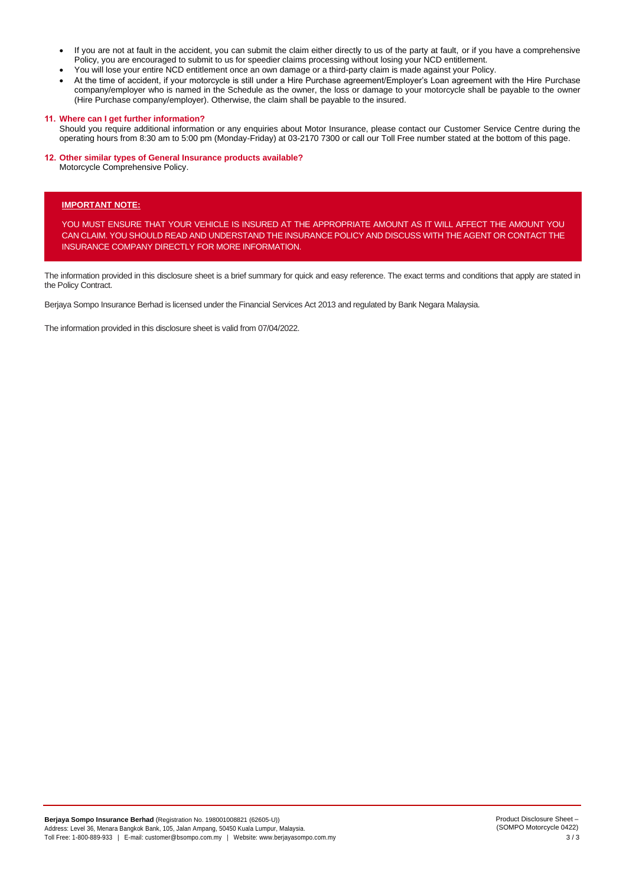- If you are not at fault in the accident, you can submit the claim either directly to us of the party at fault, or if you have a comprehensive Policy, you are encouraged to submit to us for speedier claims processing without losing your NCD entitlement.
- You will lose your entire NCD entitlement once an own damage or a third-party claim is made against your Policy.
- At the time of accident, if your motorcycle is still under a Hire Purchase agreement/Employer's Loan agreement with the Hire Purchase company/employer who is named in the Schedule as the owner, the loss or damage to your motorcycle shall be payable to the owner (Hire Purchase company/employer). Otherwise, the claim shall be payable to the insured.

**11. Where can I get further information?**

Should you require additional information or any enquiries about Motor Insurance, please contact our Customer Service Centre during the operating hours from 8:30 am to 5:00 pm (Monday-Friday) at 03-2170 7300 or call our Toll Free number stated at the bottom of this page.

**12. Other similar types of General Insurance products available?**

Motorcycle Comprehensive Policy.

**IMPORTANT NOTE:**

YOU MUST ENSURE THAT YOUR VEHICLE IS INSURED AT THE APPROPRIATE AMOUNT AS IT WILL AFFECT THE AMOUNT YOU CAN CLAIM. YOU SHOULD READ AND UNDERSTAND THE INSURANCE POLICY AND DISCUSS WITH THE AGENT OR CONTACT THE INSURANCE COMPANY DIRECTLY FOR MORE INFORMATION.

The information provided in this disclosure sheet is a brief summary for quick and easy reference. The exact terms and conditions that apply are stated in the Policy Contract.

Berjaya Sompo Insurance Berhad is licensed under the Financial Services Act 2013 and regulated by Bank Negara Malaysia.

The information provided in this disclosure sheet is valid from 07/04/2022.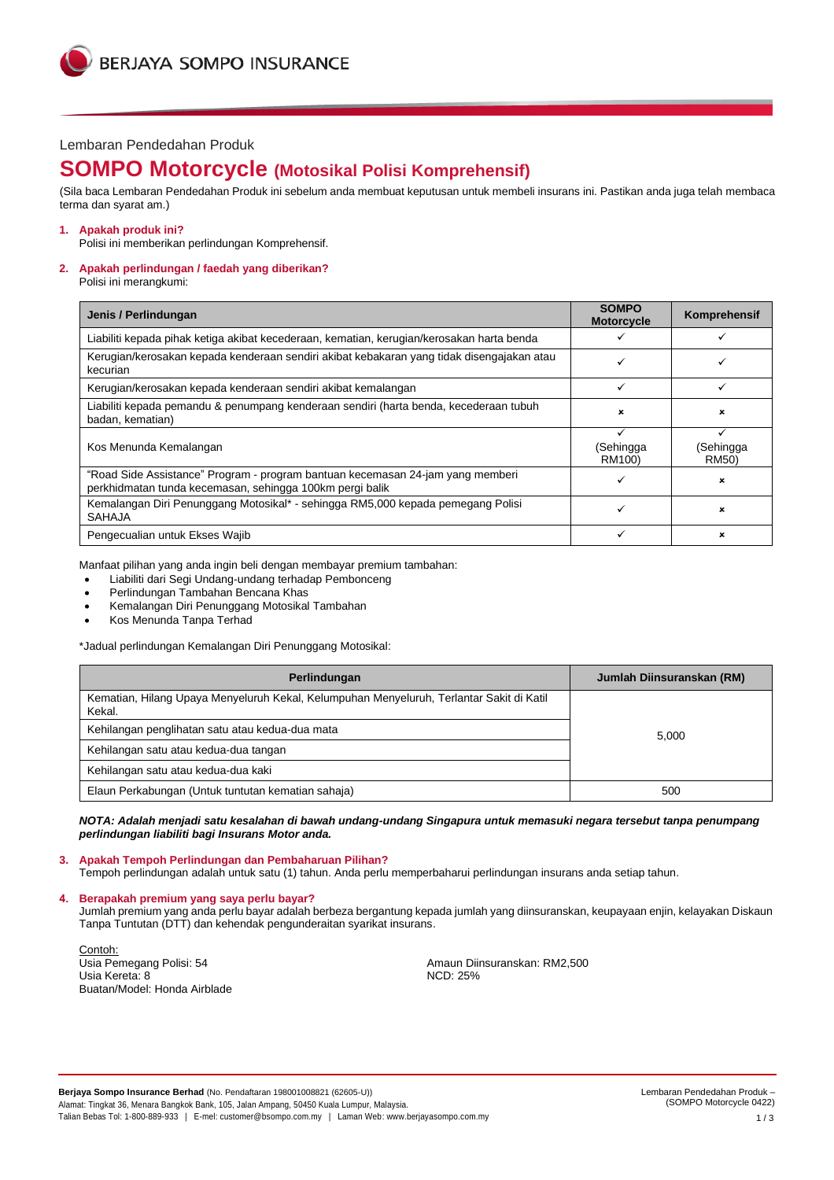Lembaran Pendedahan Produk

# SOMPO Motorcycle (Motosikal Polisi Komprehensif)

(Sila baca Lembaran Pendedahan Produk ini sebelum anda membuat keputusan untuk membeli insurans ini. Pastikan anda juga telah membaca terma dan syarat am.)

## 1. Apakah produk ini?

Polisi ini memberikan perlindungan Komprehensif.

## 2. Apakah perlindungan / faedah yang diberikan?

Polisi ini merangkumi:

| Jenis / Perlindungan | SOMPO Motorcycle | Komprehensif |
|---|---|---|
| Liabiliti kepada pihak ketiga akibat kecederaan, kematian, kerugian/kerosakan harta benda | ✓ | ✓ |
| Kerugian/kerosakan kepada kenderaan sendiri akibat kebakaran yang tidak disengajakan atau kecurian | ✓ | ✓ |
| Kerugian/kerosakan kepada kenderaan sendiri akibat kemalangan | ✓ | ✓ |
| Liabiliti kepada pemandu & penumpang kenderaan sendiri (harta benda, kecederaan tubuh badan, kematian) | × | × |
| Kos Menunda Kemalangan | ✓ (Sehingga RM100) | ✓ (Sehingga RM50) |
| "Road Side Assistance" Program - program bantuan kecemasan 24-jam yang memberi perkhidmatan tunda kecemasan, sehingga 100km pergi balik | ✓ | × |
| Kemalangan Diri Penunggang Motosikal* - sehingga RM5,000 kepada pemegang Polisi SAHAJA | ✓ | × |
| Pengecualian untuk Ekses Wajib | ✓ | × |

Manfaat pilihan yang anda ingin beli dengan membayar premium tambahan:

- Liabiliti dari Segi Undang-undang terhadap Pembonceng
- Perlindungan Tambahan Bencana Khas
- Kemalangan Diri Penunggang Motosikal Tambahan
- Kos Menunda Tanpa Terhad

*Jadual perlindungan Kemalangan Diri Penunggang Motosikal:

| Perlindungan | Jumlah Diinsuranskan (RM) |
|---|---|
| Kematian, Hilang Upaya Menyeluruh Kekal, Kelumpuhan Menyeluruh, Terlantar Sakit di Katil Kekal. | 5,000 |
| Kehilangan penglihatan satu atau kedua-dua mata | |
| Kehilangan satu atau kedua-dua tangan | |
| Kehilangan satu atau kedua-dua kaki | |
| Elaun Perkabungan (Untuk tuntutan kematian sahaja) | 500 |

***NOTA: Adalah menjadi satu kesalahan di bawah undang-undang Singapura untuk memasuki negara tersebut tanpa penumpang perlindungan liabiliti bagi Insurans Motor anda.***

## 3. Apakah Tempoh Perlindungan dan Pembaharuan Pilihan?

Tempoh perlindungan adalah untuk satu (1) tahun. Anda perlu memperbaharui perlindungan insurans anda setiap tahun.

## 4. Berapakah premium yang saya perlu bayar?

Jumlah premium yang anda perlu bayar adalah berbeza bergantung kepada jumlah yang diinsuranskan, keupayaan enjin, kelayakan Diskaun Tanpa Tuntutan (DTT) dan kehendak pengunderaitan syarikat insurans.

Contoh:
Usia Pemegang Polisi: 54
Usia Kereta: 8
Buatan/Model: Honda Airblade
Amaun Diinsuranskan: RM2,500
NCD: 25%

**Berjaya Sompo Insurance Berhad** (No. Pendaftaran 198001008821 (62605-U))
Alamat: Tingkat 36, Menara Bangkok Bank, 105, Jalan Ampang, 50450 Kuala Lumpur, Malaysia.
Talian Bebas Tol: 1-800-889-933 | E-mel: customer@bsompo.com.my | Laman Web: www.berjayasompo.com.my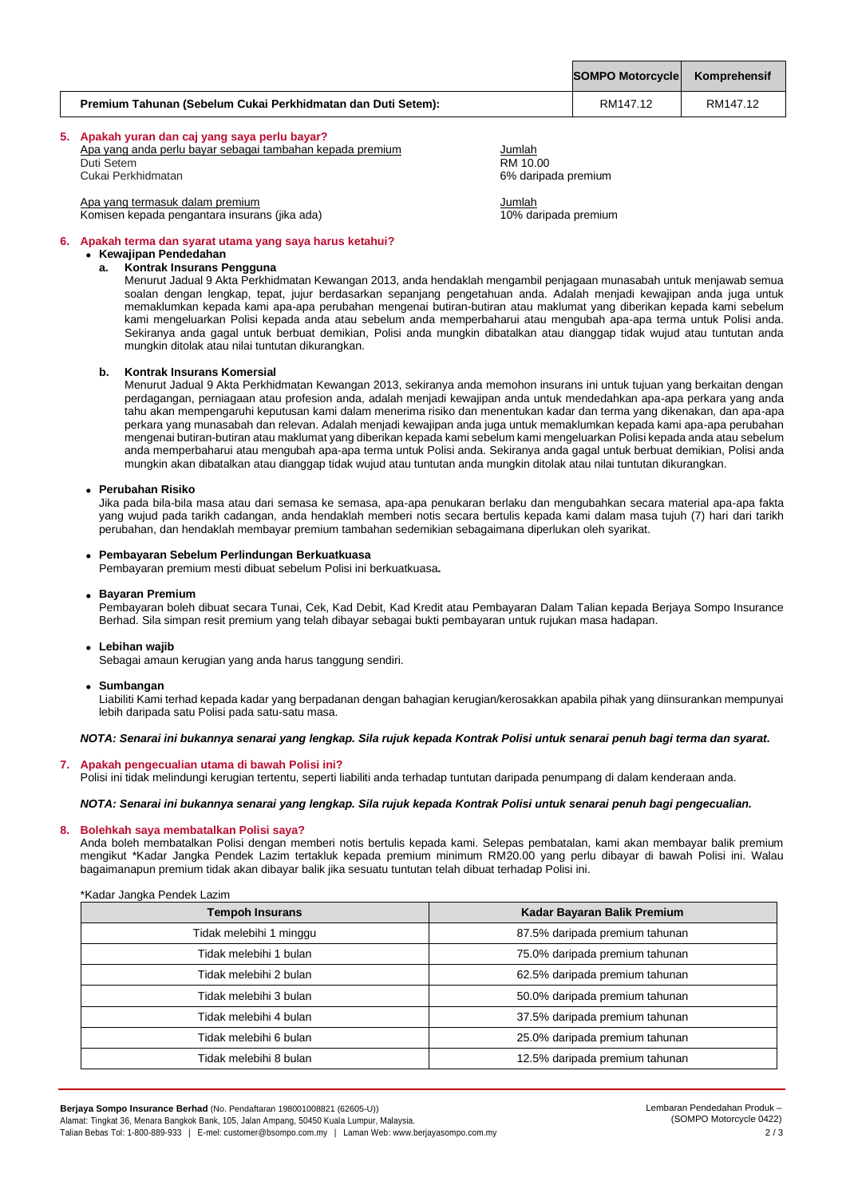| | SOMPO Motorcycle | Komprehensif |
|---|---|---|
| **Premium Tahunan (Sebelum Cukai Perkhidmatan dan Duti Setem):** | RM147.12 | RM147.12 |

### 5. Apakah yuran dan caj yang saya perlu bayar?

| Apa yang anda perlu bayar sebagai tambahan kepada premium | Jumlah |
|---|---|
| Duti Setem | RM 10.00 |
| Cukai Perkhidmatan | 6% daripada premium |

| Apa yang termasuk dalam premium | Jumlah |
|---|---|
| Komisen kepada pengantara insurans (jika ada) | 10% daripada premium |

### 6. Apakah terma dan syarat utama yang saya harus ketahui?

- **Kewajipan Pendedahan**
  - **a. Kontrak Insurans Pengguna**

    Menurut Jadual 9 Akta Perkhidmatan Kewangan 2013, anda hendaklah mengambil penjagaan munasabah untuk menjawab semua soalan dengan lengkap, tepat, jujur berdasarkan sepanjang pengetahuan anda. Adalah menjadi kewajipan anda juga untuk memaklumkan kepada kami apa-apa perubahan mengenai butiran-butiran atau maklumat yang diberikan kepada kami sebelum kami mengeluarkan Polisi kepada anda atau sebelum anda memperbaharui atau mengubah apa-apa terma untuk Polisi anda. Sekiranya anda gagal untuk berbuat demikian, Polisi anda mungkin dibatalkan atau dianggap tidak wujud atau tuntutan anda mungkin ditolak atau nilai tuntutan dikurangkan.

  - **b. Kontrak Insurans Komersial**

    Menurut Jadual 9 Akta Perkhidmatan Kewangan 2013, sekiranya anda memohon insurans ini untuk tujuan yang berkaitan dengan perdagangan, perniagaan atau profesion anda, adalah menjadi kewajipan anda untuk mendedahkan apa-apa perkara yang anda tahu akan mempengaruhi keputusan kami dalam menerima risiko dan menentukan kadar dan terma yang dikenakan, dan apa-apa perkara yang munasabah dan relevan. Adalah menjadi kewajipan anda juga untuk memaklumkan kepada kami apa-apa perubahan mengenai butiran-butiran atau maklumat yang diberikan kepada kami sebelum kami mengeluarkan Polisi kepada anda atau sebelum anda memperbaharui atau mengubah apa-apa terma untuk Polisi anda. Sekiranya anda gagal untuk berbuat demikian, Polisi anda mungkin akan dibatalkan atau dianggap tidak wujud atau tuntutan anda mungkin ditolak atau nilai tuntutan dikurangkan.

- **Perubahan Risiko**

  Jika pada bila-bila masa atau dari semasa ke semasa, apa-apa penukaran berlaku dan mengubahkan secara material apa-apa fakta yang wujud pada tarikh cadangan, anda hendaklah memberi notis secara bertulis kepada kami dalam masa tujuh (7) hari dari tarikh perubahan, dan hendaklah membayar premium tambahan sedemikian sebagaimana diperlukan oleh syarikat.

- **Pembayaran Sebelum Perlindungan Berkuatkuasa**

  Pembayaran premium mesti dibuat sebelum Polisi ini berkuatkuasa**.**

- **Bayaran Premium**

  Pembayaran boleh dibuat secara Tunai, Cek, Kad Debit, Kad Kredit atau Pembayaran Dalam Talian kepada Berjaya Sompo Insurance Berhad. Sila simpan resit premium yang telah dibayar sebagai bukti pembayaran untuk rujukan masa hadapan.

- **Lebihan wajib**

  Sebagai amaun kerugian yang anda harus tanggung sendiri.

- **Sumbangan**

  Liabiliti Kami terhad kepada kadar yang berpadanan dengan bahagian kerugian/kerosakkan apabila pihak yang diinsurankan mempunyai lebih daripada satu Polisi pada satu-satu masa.

***NOTA: Senarai ini bukannya senarai yang lengkap. Sila rujuk kepada Kontrak Polisi untuk senarai penuh bagi terma dan syarat.***

### 7. Apakah pengecualian utama di bawah Polisi ini?

Polisi ini tidak melindungi kerugian tertentu, seperti liabiliti anda terhadap tuntutan daripada penumpang di dalam kenderaan anda.

***NOTA: Senarai ini bukannya senarai yang lengkap. Sila rujuk kepada Kontrak Polisi untuk senarai penuh bagi pengecualian.***

### 8. Bolehkah saya membatalkan Polisi saya?

Anda boleh membatalkan Polisi dengan memberi notis bertulis kepada kami. Selepas pembatalan, kami akan membayar balik premium mengikut *Kadar Jangka Pendek Lazim tertakluk kepada premium minimum RM20.00 yang perlu dibayar di bawah Polisi ini. Walau bagaimanapun premium tidak akan dibayar balik jika sesuatu tuntutan telah dibuat terhadap Polisi ini.

*Kadar Jangka Pendek Lazim

| Tempoh Insurans | Kadar Bayaran Balik Premium |
|---|---|
| Tidak melebihi 1 minggu | 87.5% daripada premium tahunan |
| Tidak melebihi 1 bulan | 75.0% daripada premium tahunan |
| Tidak melebihi 2 bulan | 62.5% daripada premium tahunan |
| Tidak melebihi 3 bulan | 50.0% daripada premium tahunan |
| Tidak melebihi 4 bulan | 37.5% daripada premium tahunan |
| Tidak melebihi 6 bulan | 25.0% daripada premium tahunan |
| Tidak melebihi 8 bulan | 12.5% daripada premium tahunan |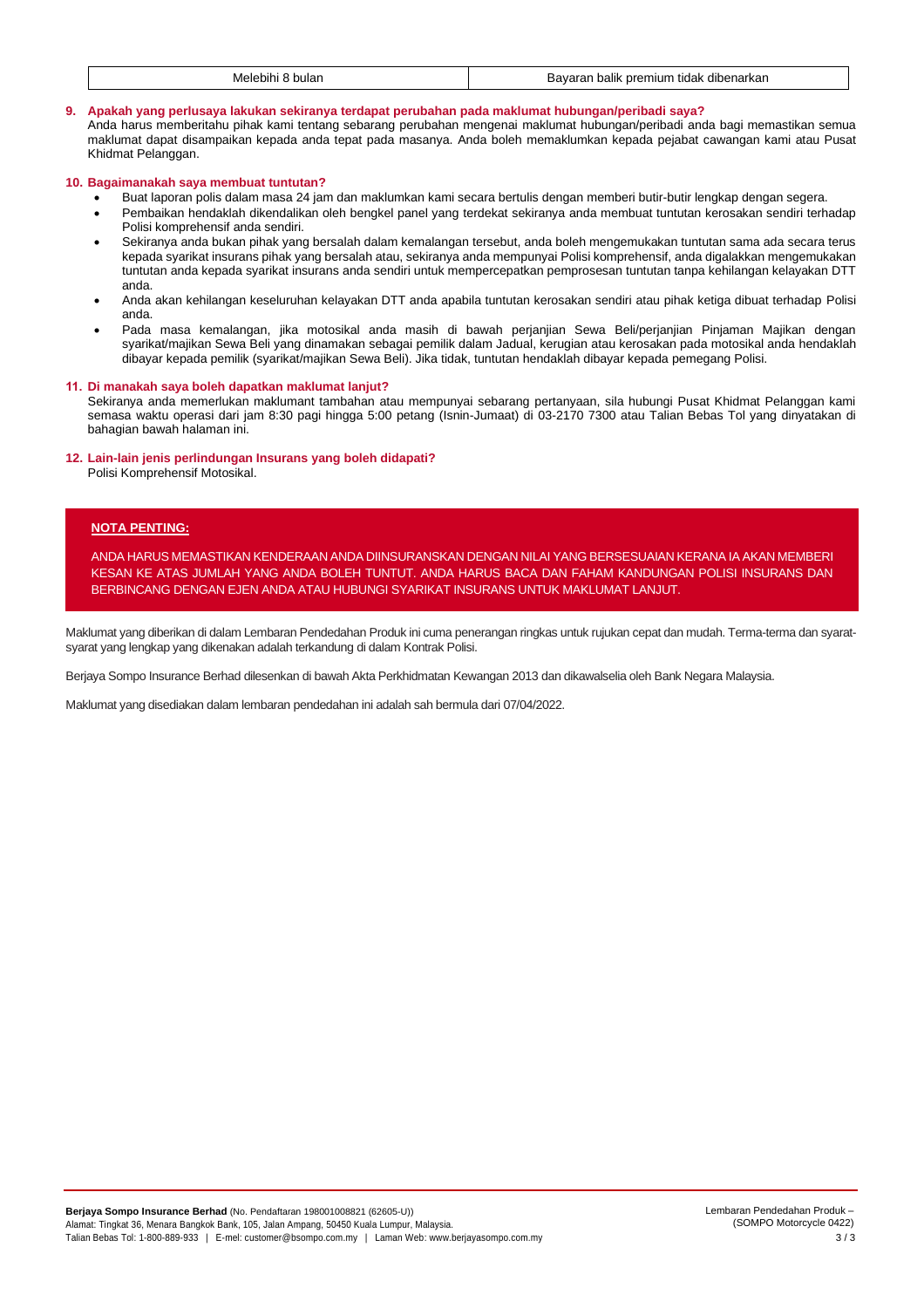| | |
|---|---|
| Melebihi 8 bulan | Bayaran balik premium tidak dibenarkan |

**9. Apakah yang perlusaya lakukan sekiranya terdapat perubahan pada maklumat hubungan/peribadi saya?**

Anda harus memberitahu pihak kami tentang sebarang perubahan mengenai maklumat hubungan/peribadi anda bagi memastikan semua maklumat dapat disampaikan kepada anda tepat pada masanya. Anda boleh memaklumkan kepada pejabat cawangan kami atau Pusat Khidmat Pelanggan.

**10. Bagaimanakah saya membuat tuntutan?**

- Buat laporan polis dalam masa 24 jam dan maklumkan kami secara bertulis dengan memberi butir-butir lengkap dengan segera.
- Pembaikan hendaklah dikendalikan oleh bengkel panel yang terdekat sekiranya anda membuat tuntutan kerosakan sendiri terhadap Polisi komprehensif anda sendiri.
- Sekiranya anda bukan pihak yang bersalah dalam kemalangan tersebut, anda boleh mengemukakan tuntutan sama ada secara terus kepada syarikat insurans pihak yang bersalah atau, sekiranya anda mempunyai Polisi komprehensif, anda digalakkan mengemukakan tuntutan anda kepada syarikat insurans anda sendiri untuk mempercepatkan pemprosesan tuntutan tanpa kehilangan kelayakan DTT anda.
- Anda akan kehilangan keseluruhan kelayakan DTT anda apabila tuntutan kerosakan sendiri atau pihak ketiga dibuat terhadap Polisi anda.
- Pada masa kemalangan, jika motosikal anda masih di bawah perjanjian Sewa Beli/perjanjian Pinjaman Majikan dengan syarikat/majikan Sewa Beli yang dinamakan sebagai pemilik dalam Jadual, kerugian atau kerosakan pada motosikal anda hendaklah dibayar kepada pemilik (syarikat/majikan Sewa Beli). Jika tidak, tuntutan hendaklah dibayar kepada pemegang Polisi.

**11. Di manakah saya boleh dapatkan maklumat lanjut?**

Sekiranya anda memerlukan maklumant tambahan atau mempunyai sebarang pertanyaan, sila hubungi Pusat Khidmat Pelanggan kami semasa waktu operasi dari jam 8:30 pagi hingga 5:00 petang (Isnin-Jumaat) di 03-2170 7300 atau Talian Bebas Tol yang dinyatakan di bahagian bawah halaman ini.

**12. Lain-lain jenis perlindungan Insurans yang boleh didapati?**

Polisi Komprehensif Motosikal.

**NOTA PENTING:**

ANDA HARUS MEMASTIKAN KENDERAAN ANDA DIINSURANSKAN DENGAN NILAI YANG BERSESUAIAN KERANA IA AKAN MEMBERI KESAN KE ATAS JUMLAH YANG ANDA BOLEH TUNTUT. ANDA HARUS BACA DAN FAHAM KANDUNGAN POLISI INSURANS DAN BERBINCANG DENGAN EJEN ANDA ATAU HUBUNGI SYARIKAT INSURANS UNTUK MAKLUMAT LANJUT.

Maklumat yang diberikan di dalam Lembaran Pendedahan Produk ini cuma penerangan ringkas untuk rujukan cepat dan mudah. Terma-terma dan syarat-syarat yang lengkap yang dikenakan adalah terkandung di dalam Kontrak Polisi.

Berjaya Sompo Insurance Berhad dilesenkan di bawah Akta Perkhidmatan Kewangan 2013 dan dikawalselia oleh Bank Negara Malaysia.

Maklumat yang disediakan dalam lembaran pendedahan ini adalah sah bermula dari 07/04/2022.